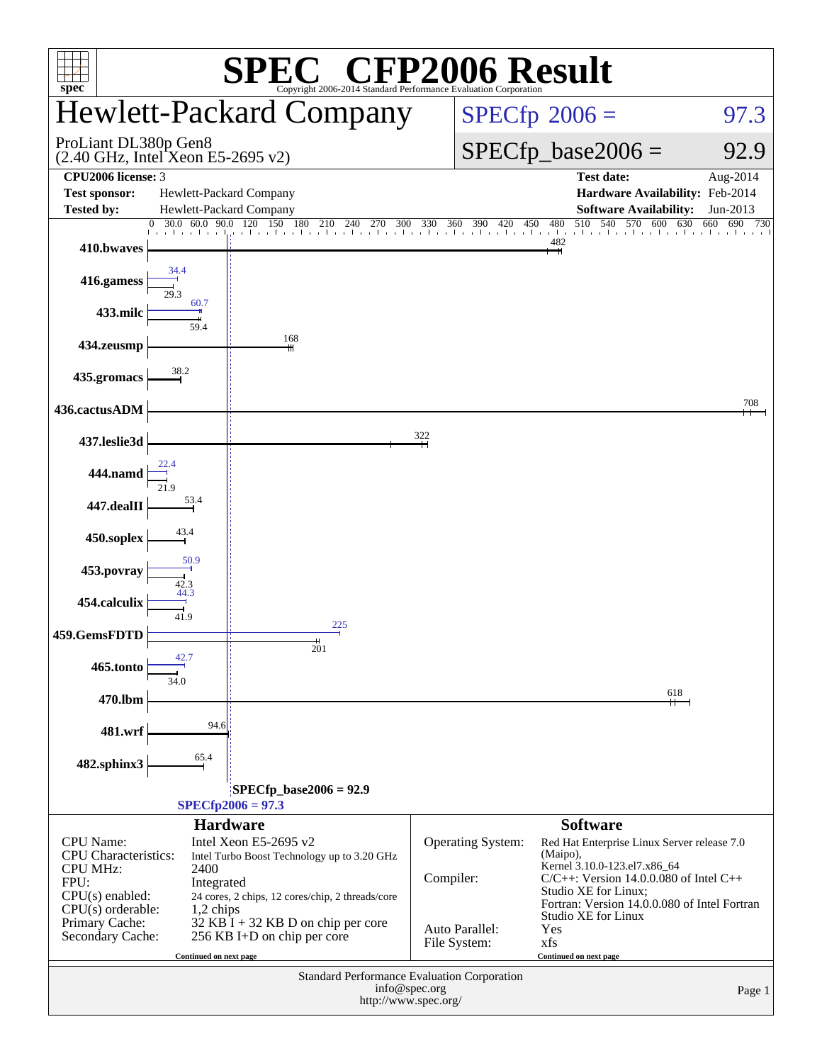# SPEC CFP2006 Result

Copyright 2006-2014 Standard Performance Evaluation Corporation

## Hewlett-Packard Company

ProLiant DL380p Gen8
(2.40 GHz, Intel Xeon E5-2695 v2)

SPECfp 2006 = 97.3

SPECfp_base2006 = 92.9

| | | | |
|---|---|---|---|
| **CPU2006 license:** 3 | | **Test date:** | Aug-2014 |
| **Test sponsor:** | Hewlett-Packard Company | **Hardware Availability:** | Feb-2014 |
| **Tested by:** | Hewlett-Packard Company | **Software Availability:** | Jun-2013 |

| Benchmark | Peak | Base |
|---|---|---|
| 410.bwaves | | 482 |
| 416.gamess | 34.4 | 29.3 |
| 433.milc | 60.7 | 59.4 |
| 434.zeusmp | | 168 |
| 435.gromacs | | 38.2 |
| 436.cactusADM | | 708 |
| 437.leslie3d | | 322 |
| 444.namd | 22.4 | 21.9 |
| 447.dealII | | 53.4 |
| 450.soplex | | 43.4 |
| 453.povray | 50.9 | 42.3 |
| 454.calculix | 44.3 | 41.9 |
| 459.GemsFDTD | 225 | 201 |
| 465.tonto | 42.7 | 34.0 |
| 470.lbm | | 618 |
| 481.wrf | | 94.6 |
| 482.sphinx3 | | 65.4 |

SPECfp_base2006 = 92.9

SPECfp2006 = 97.3

### Hardware

| | |
|---|---|
| CPU Name: | Intel Xeon E5-2695 v2 |
| CPU Characteristics: | Intel Turbo Boost Technology up to 3.20 GHz |
| CPU MHz: | 2400 |
| FPU: | Integrated |
| CPU(s) enabled: | 24 cores, 2 chips, 12 cores/chip, 2 threads/core |
| CPU(s) orderable: | 1,2 chips |
| Primary Cache: | 32 KB I + 32 KB D on chip per core |
| Secondary Cache: | 256 KB I+D on chip per core |

Continued on next page

### Software

| | |
|---|---|
| Operating System: | Red Hat Enterprise Linux Server release 7.0 (Maipo), Kernel 3.10.0-123.el7.x86_64 |
| Compiler: | C/C++: Version 14.0.0.080 of Intel C++ Studio XE for Linux; Fortran: Version 14.0.0.080 of Intel Fortran Studio XE for Linux |
| Auto Parallel: | Yes |
| File System: | xfs |

Continued on next page

Standard Performance Evaluation Corporation
info@spec.org
http://www.spec.org/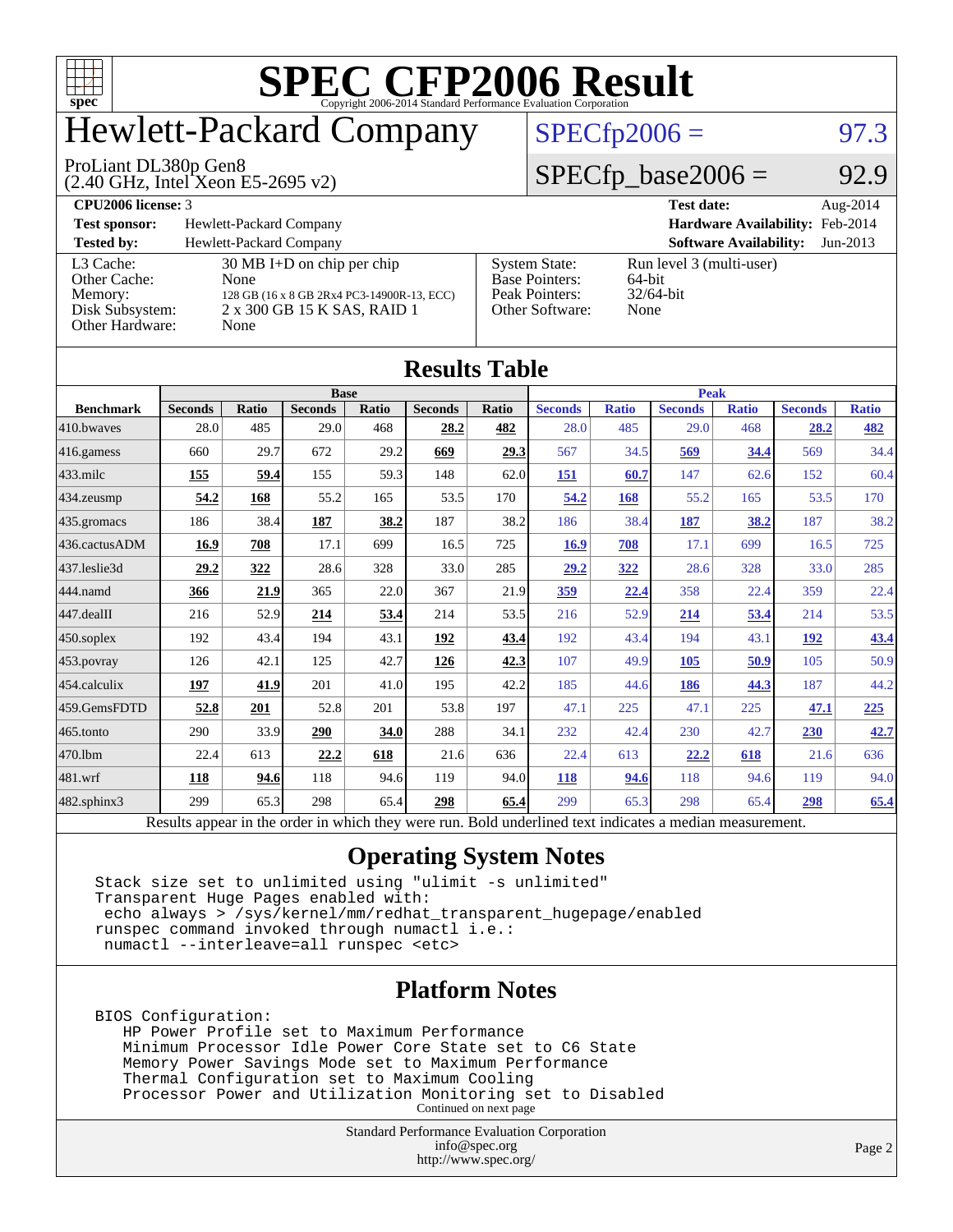# SPEC CFP2006 Result

Copyright 2006-2014 Standard Performance Evaluation Corporation

## Hewlett-Packard Company

ProLiant DL380p Gen8
(2.40 GHz, Intel Xeon E5-2695 v2)

SPECfp2006 = 97.3

SPECfp_base2006 = 92.9

| | | | |
|---|---|---|---|
| **CPU2006 license:** 3 | | **Test date:** | Aug-2014 |
| **Test sponsor:** | Hewlett-Packard Company | **Hardware Availability:** | Feb-2014 |
| **Tested by:** | Hewlett-Packard Company | **Software Availability:** | Jun-2013 |

| | | | |
|---|---|---|---|
| L3 Cache: | 30 MB I+D on chip per chip | System State: | Run level 3 (multi-user) |
| Other Cache: | None | Base Pointers: | 64-bit |
| Memory: | 128 GB (16 x 8 GB 2Rx4 PC3-14900R-13, ECC) | Peak Pointers: | 32/64-bit |
| Disk Subsystem: | 2 x 300 GB 15 K SAS, RAID 1 | Other Software: | None |
| Other Hardware: | None | | |

## Results Table

| Benchmark | Base | | | | | | Peak | | | | | |
|---|---|---|---|---|---|---|---|---|---|---|---|---|
| | Seconds | Ratio | Seconds | Ratio | Seconds | Ratio | Seconds | Ratio | Seconds | Ratio | Seconds | Ratio |
| 410.bwaves | 28.0 | 485 | 29.0 | 468 | **28.2** | **482** | 28.0 | 485 | 29.0 | 468 | **28.2** | **482** |
| 416.gamess | 660 | 29.7 | 672 | 29.2 | **669** | **29.3** | 567 | 34.5 | **569** | **34.4** | 569 | 34.4 |
| 433.milc | **155** | **59.4** | 155 | 59.3 | 148 | 62.0 | **151** | **60.7** | 147 | 62.6 | 152 | 60.4 |
| 434.zeusmp | **54.2** | **168** | 55.2 | 165 | 53.5 | 170 | **54.2** | **168** | 55.2 | 165 | 53.5 | 170 |
| 435.gromacs | 186 | 38.4 | **187** | **38.2** | 187 | 38.2 | 186 | 38.4 | **187** | **38.2** | 187 | 38.2 |
| 436.cactusADM | **16.9** | **708** | 17.1 | 699 | 16.5 | 725 | **16.9** | **708** | 17.1 | 699 | 16.5 | 725 |
| 437.leslie3d | **29.2** | **322** | 28.6 | 328 | 33.0 | 285 | **29.2** | **322** | 28.6 | 328 | 33.0 | 285 |
| 444.namd | **366** | **21.9** | 365 | 22.0 | 367 | 21.9 | **359** | **22.4** | 358 | 22.4 | 359 | 22.4 |
| 447.dealII | 216 | 52.9 | **214** | **53.4** | 214 | 53.5 | 216 | 52.9 | **214** | **53.4** | 214 | 53.5 |
| 450.soplex | 192 | 43.4 | 194 | 43.1 | **192** | **43.4** | 192 | 43.4 | 194 | 43.1 | **192** | **43.4** |
| 453.povray | 126 | 42.1 | 125 | 42.7 | **126** | **42.3** | 107 | 49.9 | **105** | **50.9** | 105 | 50.9 |
| 454.calculix | **197** | **41.9** | 201 | 41.0 | 195 | 42.2 | 185 | 44.6 | **186** | **44.3** | 187 | 44.2 |
| 459.GemsFDTD | **52.8** | **201** | 52.8 | 201 | 53.8 | 197 | 47.1 | 225 | 47.1 | 225 | **47.1** | **225** |
| 465.tonto | 290 | 33.9 | **290** | **34.0** | 288 | 34.1 | 232 | 42.4 | 230 | 42.7 | **230** | **42.7** |
| 470.lbm | 22.4 | 613 | **22.2** | **618** | 21.6 | 636 | 22.4 | 613 | **22.2** | **618** | 21.6 | 636 |
| 481.wrf | **118** | **94.6** | 118 | 94.6 | 119 | 94.0 | **118** | **94.6** | 118 | 94.6 | 119 | 94.0 |
| 482.sphinx3 | 299 | 65.3 | 298 | 65.4 | **298** | **65.4** | 299 | 65.3 | 298 | 65.4 | **298** | **65.4** |

Results appear in the order in which they were run. Bold underlined text indicates a median measurement.

## Operating System Notes

```
Stack size set to unlimited using "ulimit -s unlimited"
Transparent Huge Pages enabled with:
 echo always > /sys/kernel/mm/redhat_transparent_hugepage/enabled
runspec command invoked through numactl i.e.:
 numactl --interleave=all runspec <etc>
```

## Platform Notes

```
BIOS Configuration:
   HP Power Profile set to Maximum Performance
   Minimum Processor Idle Power Core State set to C6 State
   Memory Power Savings Mode set to Maximum Performance
   Thermal Configuration set to Maximum Cooling
   Processor Power and Utilization Monitoring set to Disabled
```

Continued on next page

Standard Performance Evaluation Corporation
info@spec.org
http://www.spec.org/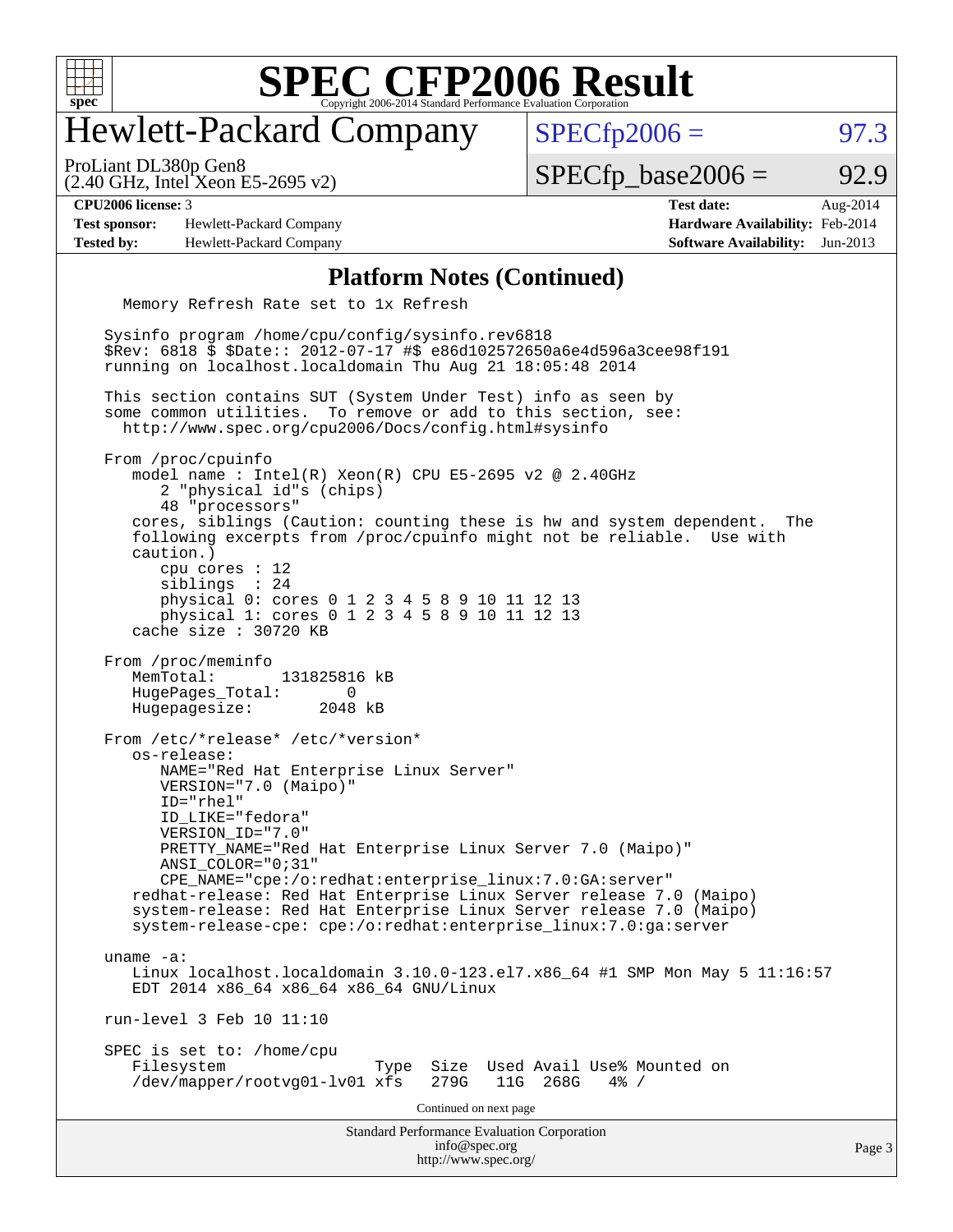# SPEC CFP2006 Result

Copyright 2006-2014 Standard Performance Evaluation Corporation

## Hewlett-Packard Company

ProLiant DL380p Gen8
(2.40 GHz, Intel Xeon E5-2695 v2)

SPECfp2006 = 97.3

SPECfp_base2006 = 92.9

| | | | |
|---|---|---|---|
| **CPU2006 license:** 3 | | **Test date:** | Aug-2014 |
| **Test sponsor:** | Hewlett-Packard Company | **Hardware Availability:** | Feb-2014 |
| **Tested by:** | Hewlett-Packard Company | **Software Availability:** | Jun-2013 |

### Platform Notes (Continued)

```
  Memory Refresh Rate set to 1x Refresh

 Sysinfo program /home/cpu/config/sysinfo.rev6818
 $Rev: 6818 $ $Date:: 2012-07-17 #$ e86d102572650a6e4d596a3cee98f191
 running on localhost.localdomain Thu Aug 21 18:05:48 2014

 This section contains SUT (System Under Test) info as seen by
 some common utilities.  To remove or add to this section, see:
   http://www.spec.org/cpu2006/Docs/config.html#sysinfo

 From /proc/cpuinfo
    model name : Intel(R) Xeon(R) CPU E5-2695 v2 @ 2.40GHz
       2 "physical id"s (chips)
       48 "processors"
    cores, siblings (Caution: counting these is hw and system dependent.  The
    following excerpts from /proc/cpuinfo might not be reliable.  Use with
    caution.)
       cpu cores : 12
       siblings  : 24
       physical 0: cores 0 1 2 3 4 5 8 9 10 11 12 13
       physical 1: cores 0 1 2 3 4 5 8 9 10 11 12 13
    cache size : 30720 KB

 From /proc/meminfo
    MemTotal:       131825816 kB
    HugePages_Total:       0
    Hugepagesize:       2048 kB

 From /etc/*release* /etc/*version*
    os-release:
       NAME="Red Hat Enterprise Linux Server"
       VERSION="7.0 (Maipo)"
       ID="rhel"
       ID_LIKE="fedora"
       VERSION_ID="7.0"
       PRETTY_NAME="Red Hat Enterprise Linux Server 7.0 (Maipo)"
       ANSI_COLOR="0;31"
       CPE_NAME="cpe:/o:redhat:enterprise_linux:7.0:GA:server"
    redhat-release: Red Hat Enterprise Linux Server release 7.0 (Maipo)
    system-release: Red Hat Enterprise Linux Server release 7.0 (Maipo)
    system-release-cpe: cpe:/o:redhat:enterprise_linux:7.0:ga:server

 uname -a:
    Linux localhost.localdomain 3.10.0-123.el7.x86_64 #1 SMP Mon May 5 11:16:57
    EDT 2014 x86_64 x86_64 x86_64 GNU/Linux

 run-level 3 Feb 10 11:10

 SPEC is set to: /home/cpu
    Filesystem                Type  Size  Used Avail Use% Mounted on
    /dev/mapper/rootvg01-lv01 xfs   279G   11G  268G   4% /
```

Continued on next page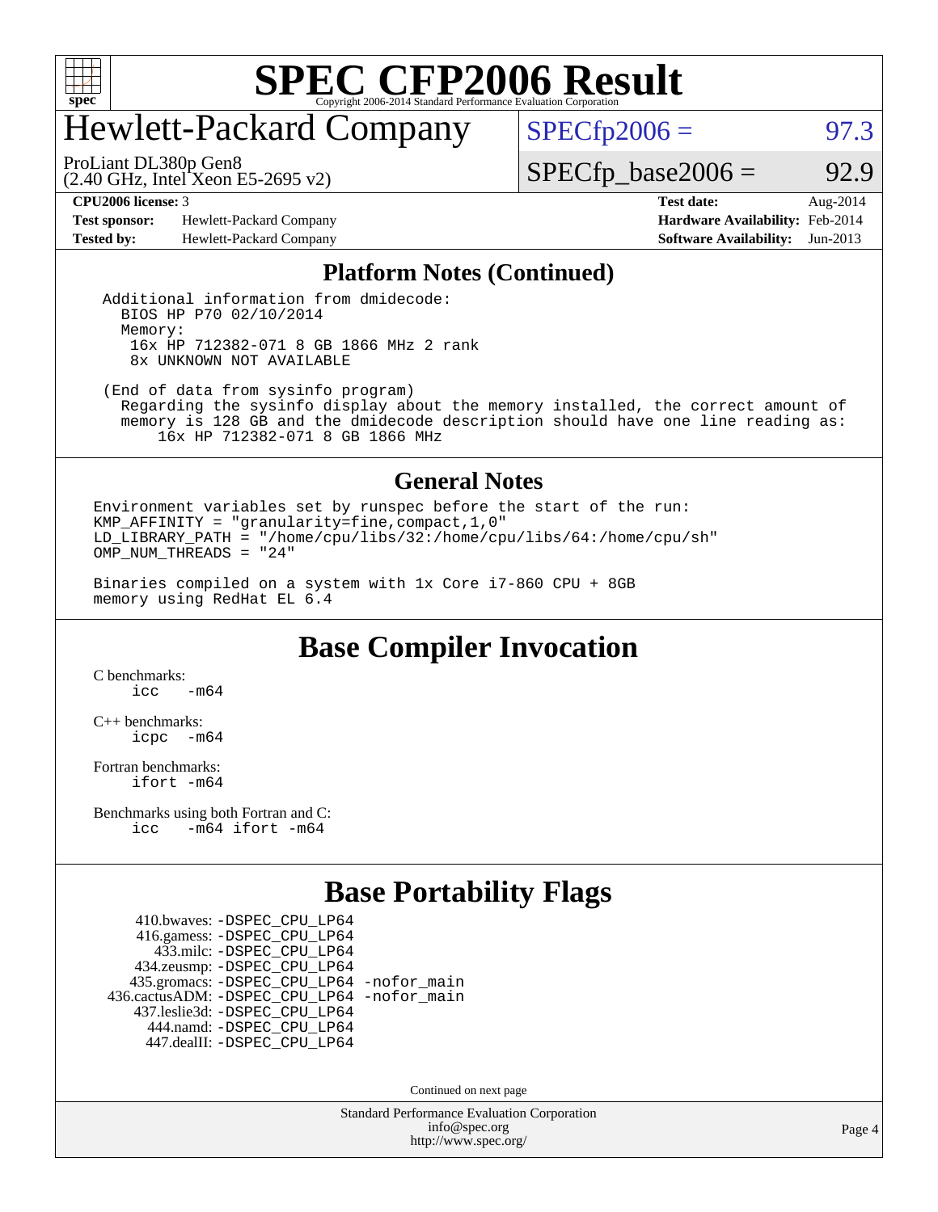# SPEC CFP2006 Result

Copyright 2006-2014 Standard Performance Evaluation Corporation

## Hewlett-Packard Company

ProLiant DL380p Gen8
(2.40 GHz, Intel Xeon E5-2695 v2)

SPECfp2006 = 97.3

SPECfp_base2006 = 92.9

**CPU2006 license:** 3
**Test sponsor:** Hewlett-Packard Company
**Tested by:** Hewlett-Packard Company

**Test date:** Aug-2014
**Hardware Availability:** Feb-2014
**Software Availability:** Jun-2013

### Platform Notes (Continued)

```
Additional information from dmidecode:
  BIOS HP P70 02/10/2014
  Memory:
   16x HP 712382-071 8 GB 1866 MHz 2 rank
   8x UNKNOWN NOT AVAILABLE

(End of data from sysinfo program)
  Regarding the sysinfo display about the memory installed, the correct amount of
  memory is 128 GB and the dmidecode description should have one line reading as:
      16x HP 712382-071 8 GB 1866 MHz
```

### General Notes

```
Environment variables set by runspec before the start of the run:
KMP_AFFINITY = "granularity=fine,compact,1,0"
LD_LIBRARY_PATH = "/home/cpu/libs/32:/home/cpu/libs/64:/home/cpu/sh"
OMP_NUM_THREADS = "24"

Binaries compiled on a system with 1x Core i7-860 CPU + 8GB
memory using RedHat EL 6.4
```

## Base Compiler Invocation

C benchmarks:
```
icc   -m64
```

C++ benchmarks:
```
icpc  -m64
```

Fortran benchmarks:
```
ifort -m64
```

Benchmarks using both Fortran and C:
```
icc   -m64 ifort -m64
```

## Base Portability Flags

```
     410.bwaves: -DSPEC_CPU_LP64
     416.gamess: -DSPEC_CPU_LP64
       433.milc: -DSPEC_CPU_LP64
     434.zeusmp: -DSPEC_CPU_LP64
    435.gromacs: -DSPEC_CPU_LP64 -nofor_main
 436.cactusADM: -DSPEC_CPU_LP64 -nofor_main
    437.leslie3d: -DSPEC_CPU_LP64
       444.namd: -DSPEC_CPU_LP64
     447.dealII: -DSPEC_CPU_LP64
```

Continued on next page

Standard Performance Evaluation Corporation
info@spec.org
http://www.spec.org/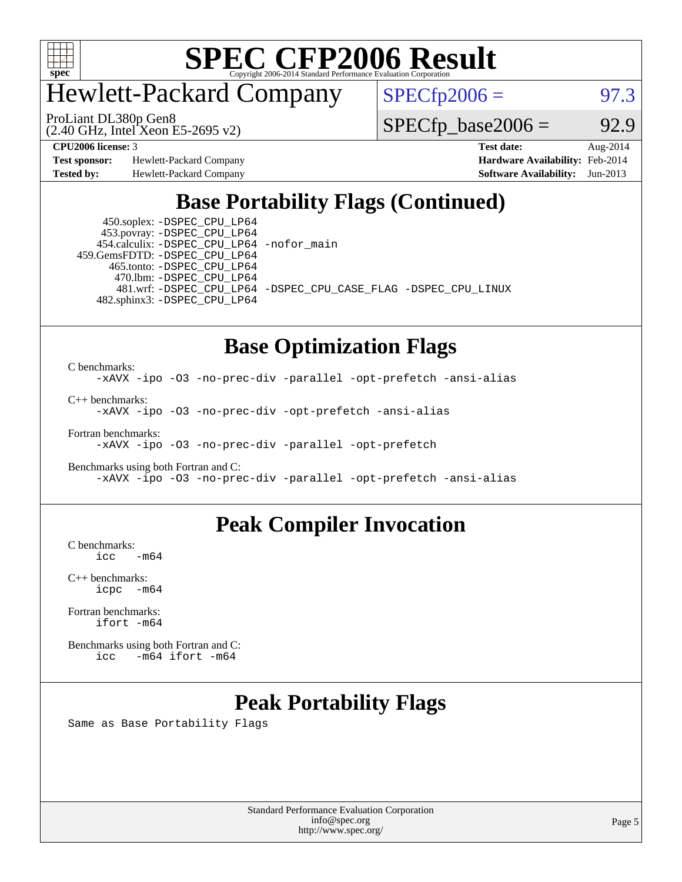# SPEC CFP2006 Result

Copyright 2006-2014 Standard Performance Evaluation Corporation

## Hewlett-Packard Company

ProLiant DL380p Gen8
(2.40 GHz, Intel Xeon E5-2695 v2)

SPECfp2006 = 97.3

SPECfp_base2006 = 92.9

| | | | |
|---|---|---|---|
| **CPU2006 license:** 3 | | **Test date:** | Aug-2014 |
| **Test sponsor:** | Hewlett-Packard Company | **Hardware Availability:** | Feb-2014 |
| **Tested by:** | Hewlett-Packard Company | **Software Availability:** | Jun-2013 |

## Base Portability Flags (Continued)

450.soplex: `-DSPEC_CPU_LP64`
453.povray: `-DSPEC_CPU_LP64`
454.calculix: `-DSPEC_CPU_LP64 -nofor_main`
459.GemsFDTD: `-DSPEC_CPU_LP64`
465.tonto: `-DSPEC_CPU_LP64`
470.lbm: `-DSPEC_CPU_LP64`
481.wrf: `-DSPEC_CPU_LP64 -DSPEC_CPU_CASE_FLAG -DSPEC_CPU_LINUX`
482.sphinx3: `-DSPEC_CPU_LP64`

## Base Optimization Flags

C benchmarks:
```
-xAVX -ipo -O3 -no-prec-div -parallel -opt-prefetch -ansi-alias
```

C++ benchmarks:
```
-xAVX -ipo -O3 -no-prec-div -opt-prefetch -ansi-alias
```

Fortran benchmarks:
```
-xAVX -ipo -O3 -no-prec-div -parallel -opt-prefetch
```

Benchmarks using both Fortran and C:
```
-xAVX -ipo -O3 -no-prec-div -parallel -opt-prefetch -ansi-alias
```

## Peak Compiler Invocation

C benchmarks:
```
icc   -m64
```

C++ benchmarks:
```
icpc  -m64
```

Fortran benchmarks:
```
ifort -m64
```

Benchmarks using both Fortran and C:
```
icc   -m64 ifort -m64
```

## Peak Portability Flags

Same as Base Portability Flags

Standard Performance Evaluation Corporation
info@spec.org
http://www.spec.org/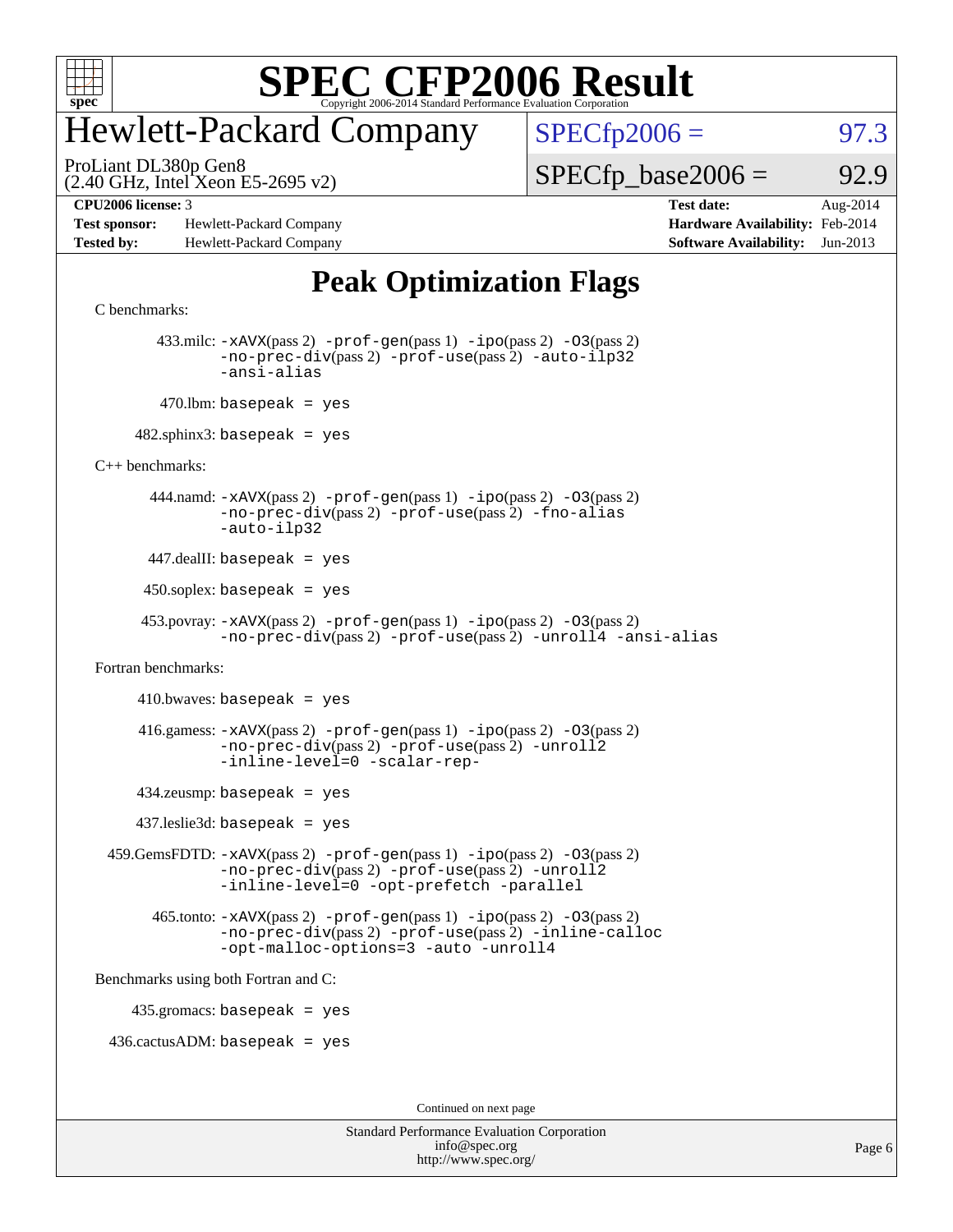# SPEC CFP2006 Result

Copyright 2006-2014 Standard Performance Evaluation Corporation

## Hewlett-Packard Company

ProLiant DL380p Gen8
(2.40 GHz, Intel Xeon E5-2695 v2)

SPECfp2006 = 97.3

SPECfp_base2006 = 92.9

| | | | |
|---|---|---|---|
| **CPU2006 license:** 3 | | **Test date:** | Aug-2014 |
| **Test sponsor:** | Hewlett-Packard Company | **Hardware Availability:** | Feb-2014 |
| **Tested by:** | Hewlett-Packard Company | **Software Availability:** | Jun-2013 |

# Peak Optimization Flags

C benchmarks:

433.milc: -xAVX(pass 2) -prof-gen(pass 1) -ipo(pass 2) -O3(pass 2) -no-prec-div(pass 2) -prof-use(pass 2) -auto-ilp32 -ansi-alias

470.lbm: basepeak = yes

482.sphinx3: basepeak = yes

C++ benchmarks:

444.namd: -xAVX(pass 2) -prof-gen(pass 1) -ipo(pass 2) -O3(pass 2) -no-prec-div(pass 2) -prof-use(pass 2) -fno-alias -auto-ilp32

447.dealII: basepeak = yes

450.soplex: basepeak = yes

453.povray: -xAVX(pass 2) -prof-gen(pass 1) -ipo(pass 2) -O3(pass 2) -no-prec-div(pass 2) -prof-use(pass 2) -unroll4 -ansi-alias

Fortran benchmarks:

410.bwaves: basepeak = yes

416.gamess: -xAVX(pass 2) -prof-gen(pass 1) -ipo(pass 2) -O3(pass 2) -no-prec-div(pass 2) -prof-use(pass 2) -unroll2 -inline-level=0 -scalar-rep-

434.zeusmp: basepeak = yes

437.leslie3d: basepeak = yes

459.GemsFDTD: -xAVX(pass 2) -prof-gen(pass 1) -ipo(pass 2) -O3(pass 2) -no-prec-div(pass 2) -prof-use(pass 2) -unroll2 -inline-level=0 -opt-prefetch -parallel

465.tonto: -xAVX(pass 2) -prof-gen(pass 1) -ipo(pass 2) -O3(pass 2) -no-prec-div(pass 2) -prof-use(pass 2) -inline-calloc -opt-malloc-options=3 -auto -unroll4

Benchmarks using both Fortran and C:

435.gromacs: basepeak = yes

436.cactusADM: basepeak = yes

Continued on next page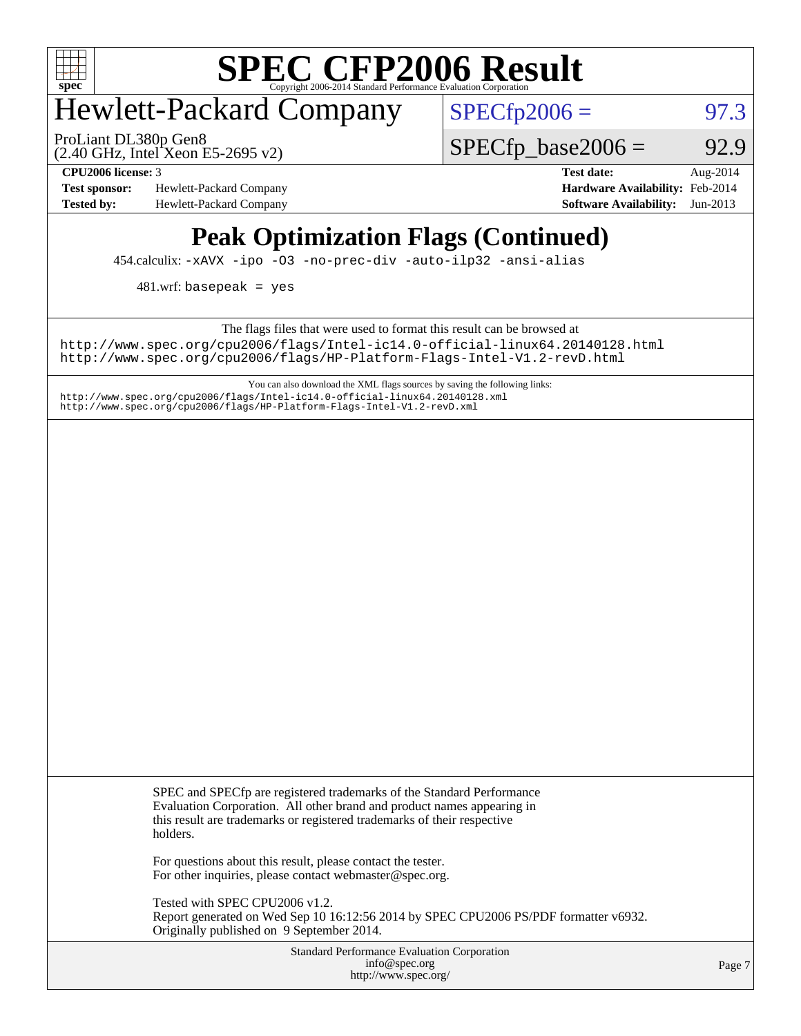# SPEC CFP2006 Result

Copyright 2006-2014 Standard Performance Evaluation Corporation

# Hewlett-Packard Company

ProLiant DL380p Gen8
(2.40 GHz, Intel Xeon E5-2695 v2)

SPECfp2006 = 97.3

SPECfp_base2006 = 92.9

**CPU2006 license:** 3
**Test sponsor:** Hewlett-Packard Company
**Tested by:** Hewlett-Packard Company

**Test date:** Aug-2014
**Hardware Availability:** Feb-2014
**Software Availability:** Jun-2013

## Peak Optimization Flags (Continued)

454.calculix: `-xAVX -ipo -O3 -no-prec-div -auto-ilp32 -ansi-alias`

481.wrf: `basepeak = yes`

The flags files that were used to format this result can be browsed at
http://www.spec.org/cpu2006/flags/Intel-ic14.0-official-linux64.20140128.html
http://www.spec.org/cpu2006/flags/HP-Platform-Flags-Intel-V1.2-revD.html

You can also download the XML flags sources by saving the following links:
http://www.spec.org/cpu2006/flags/Intel-ic14.0-official-linux64.20140128.xml
http://www.spec.org/cpu2006/flags/HP-Platform-Flags-Intel-V1.2-revD.xml

SPEC and SPECfp are registered trademarks of the Standard Performance Evaluation Corporation. All other brand and product names appearing in this result are trademarks or registered trademarks of their respective holders.

For questions about this result, please contact the tester.
For other inquiries, please contact webmaster@spec.org.

Tested with SPEC CPU2006 v1.2.
Report generated on Wed Sep 10 16:12:56 2014 by SPEC CPU2006 PS/PDF formatter v6932.
Originally published on 9 September 2014.

Standard Performance Evaluation Corporation
info@spec.org
http://www.spec.org/